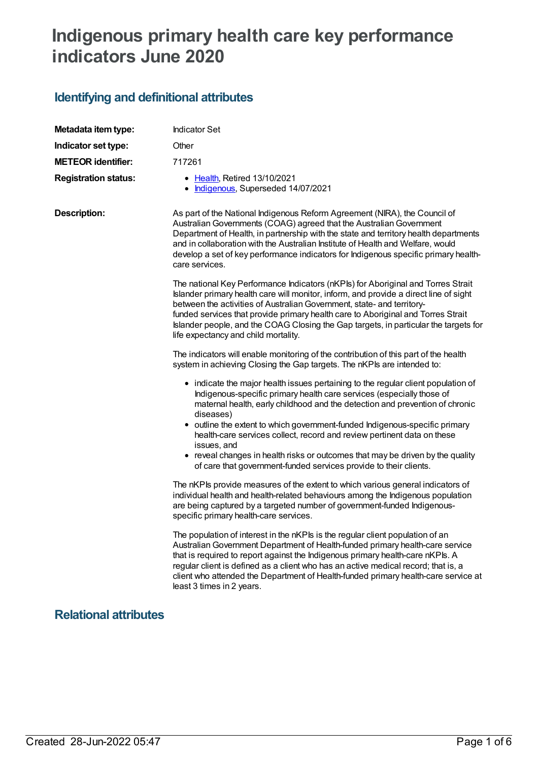# Indigenous primary health care key performance indicators June 2020

## Identifying and definitional attributes

| | |
|---|---|
| **Metadata item type:** | Indicator Set |
| **Indicator set type:** | Other |
| **METEOR identifier:** | 717261 |
| **Registration status:** | • Health, Retired 13/10/2021<br>• Indigenous, Superseded 14/07/2021 |

**Description:**

As part of the National Indigenous Reform Agreement (NIRA), the Council of Australian Governments (COAG) agreed that the Australian Government Department of Health, in partnership with the state and territory health departments and in collaboration with the Australian Institute of Health and Welfare, would develop a set of key performance indicators for Indigenous specific primary health-care services.

The national Key Performance Indicators (nKPIs) for Aboriginal and Torres Strait Islander primary health care will monitor, inform, and provide a direct line of sight between the activities of Australian Government, state- and territory-funded services that provide primary health care to Aboriginal and Torres Strait Islander people, and the COAG Closing the Gap targets, in particular the targets for life expectancy and child mortality.

The indicators will enable monitoring of the contribution of this part of the health system in achieving Closing the Gap targets. The nKPIs are intended to:

- indicate the major health issues pertaining to the regular client population of Indigenous-specific primary health care services (especially those of maternal health, early childhood and the detection and prevention of chronic diseases)
- outline the extent to which government-funded Indigenous-specific primary health-care services collect, record and review pertinent data on these issues, and
- reveal changes in health risks or outcomes that may be driven by the quality of care that government-funded services provide to their clients.

The nKPIs provide measures of the extent to which various general indicators of individual health and health-related behaviours among the Indigenous population are being captured by a targeted number of government-funded Indigenous-specific primary health-care services.

The population of interest in the nKPIs is the regular client population of an Australian Government Department of Health-funded primary health-care service that is required to report against the Indigenous primary health-care nKPIs. A regular client is defined as a client who has an active medical record; that is, a client who attended the Department of Health-funded primary health-care service at least 3 times in 2 years.

## Relational attributes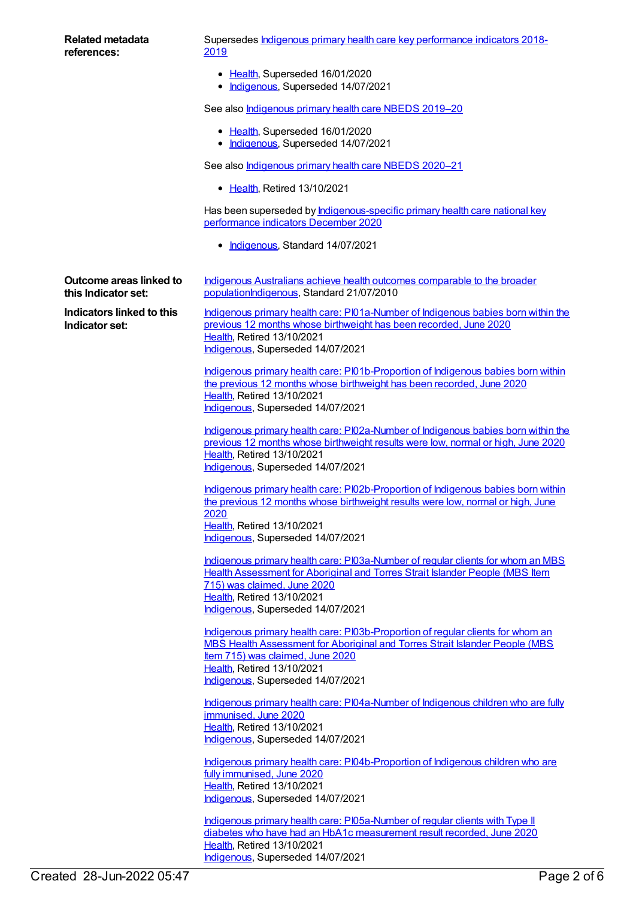**Related metadata references:**

Supersedes Indigenous primary health care key performance indicators 2018-2019

- Health, Superseded 16/01/2020
- Indigenous, Superseded 14/07/2021

See also Indigenous primary health care NBEDS 2019–20

- Health, Superseded 16/01/2020
- Indigenous, Superseded 14/07/2021

See also Indigenous primary health care NBEDS 2020–21

- Health, Retired 13/10/2021

Has been superseded by Indigenous-specific primary health care national key performance indicators December 2020

- Indigenous, Standard 14/07/2021

**Outcome areas linked to this Indicator set:**

Indigenous Australians achieve health outcomes comparable to the broader populationIndigenous, Standard 21/07/2010

**Indicators linked to this Indicator set:**

Indigenous primary health care: PI01a-Number of Indigenous babies born within the previous 12 months whose birthweight has been recorded, June 2020
Health, Retired 13/10/2021
Indigenous, Superseded 14/07/2021

Indigenous primary health care: PI01b-Proportion of Indigenous babies born within the previous 12 months whose birthweight has been recorded, June 2020
Health, Retired 13/10/2021
Indigenous, Superseded 14/07/2021

Indigenous primary health care: PI02a-Number of Indigenous babies born within the previous 12 months whose birthweight results were low, normal or high, June 2020
Health, Retired 13/10/2021
Indigenous, Superseded 14/07/2021

Indigenous primary health care: PI02b-Proportion of Indigenous babies born within the previous 12 months whose birthweight results were low, normal or high, June 2020
Health, Retired 13/10/2021
Indigenous, Superseded 14/07/2021

Indigenous primary health care: PI03a-Number of regular clients for whom an MBS Health Assessment for Aboriginal and Torres Strait Islander People (MBS Item 715) was claimed, June 2020
Health, Retired 13/10/2021
Indigenous, Superseded 14/07/2021

Indigenous primary health care: PI03b-Proportion of regular clients for whom an MBS Health Assessment for Aboriginal and Torres Strait Islander People (MBS Item 715) was claimed, June 2020
Health, Retired 13/10/2021
Indigenous, Superseded 14/07/2021

Indigenous primary health care: PI04a-Number of Indigenous children who are fully immunised, June 2020
Health, Retired 13/10/2021
Indigenous, Superseded 14/07/2021

Indigenous primary health care: PI04b-Proportion of Indigenous children who are fully immunised, June 2020
Health, Retired 13/10/2021
Indigenous, Superseded 14/07/2021

Indigenous primary health care: PI05a-Number of regular clients with Type II diabetes who have had an HbA1c measurement result recorded, June 2020
Health, Retired 13/10/2021
Indigenous, Superseded 14/07/2021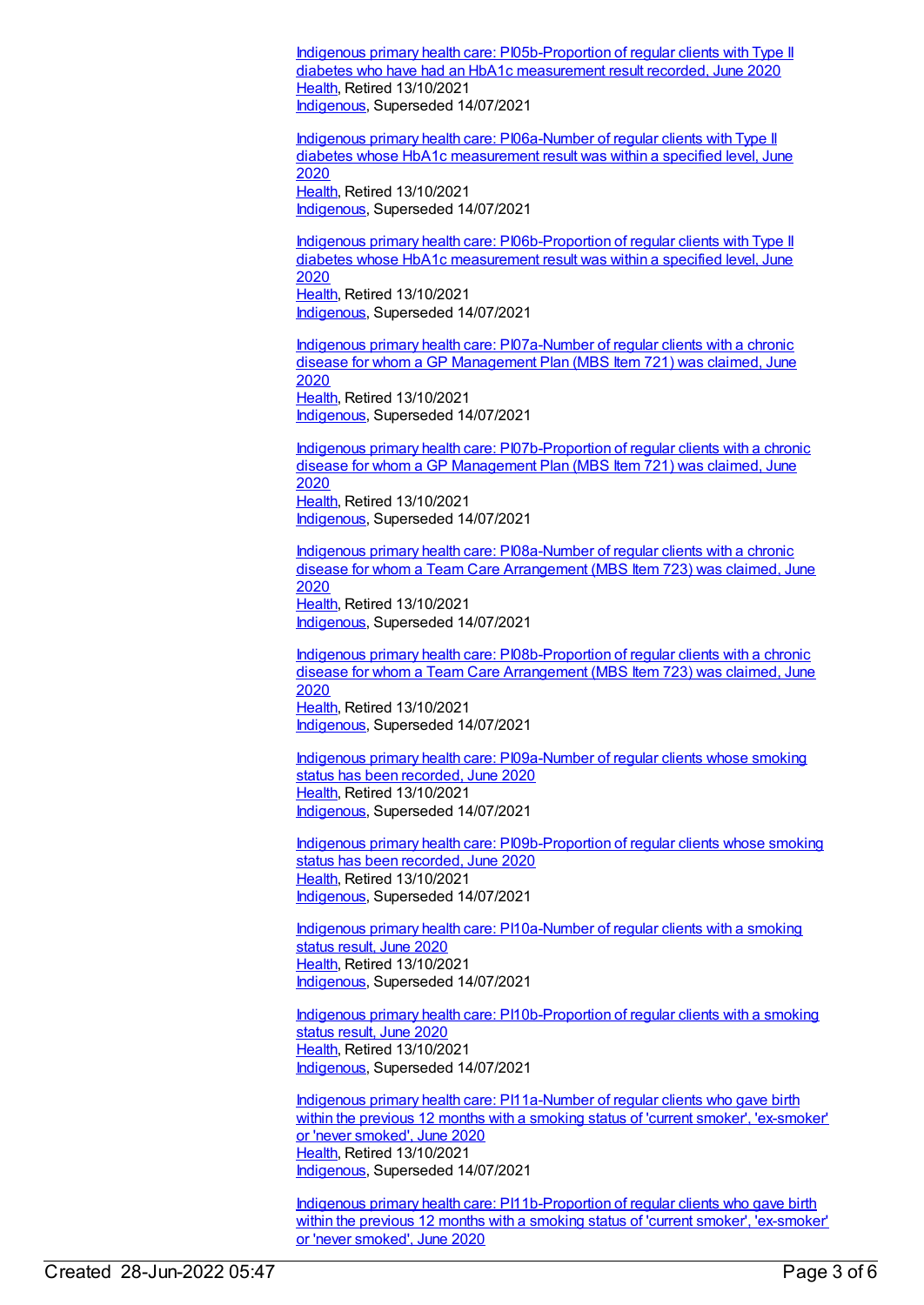[Indigenous primary health care: PI05b-Proportion of regular clients with Type II diabetes who have had an HbA1c measurement result recorded, June 2020](#)
[Health](#), Retired 13/10/2021
[Indigenous](#), Superseded 14/07/2021

[Indigenous primary health care: PI06a-Number of regular clients with Type II diabetes whose HbA1c measurement result was within a specified level, June 2020](#)
[Health](#), Retired 13/10/2021
[Indigenous](#), Superseded 14/07/2021

[Indigenous primary health care: PI06b-Proportion of regular clients with Type II diabetes whose HbA1c measurement result was within a specified level, June 2020](#)
[Health](#), Retired 13/10/2021
[Indigenous](#), Superseded 14/07/2021

[Indigenous primary health care: PI07a-Number of regular clients with a chronic disease for whom a GP Management Plan (MBS Item 721) was claimed, June 2020](#)
[Health](#), Retired 13/10/2021
[Indigenous](#), Superseded 14/07/2021

[Indigenous primary health care: PI07b-Proportion of regular clients with a chronic disease for whom a GP Management Plan (MBS Item 721) was claimed, June 2020](#)
[Health](#), Retired 13/10/2021
[Indigenous](#), Superseded 14/07/2021

[Indigenous primary health care: PI08a-Number of regular clients with a chronic disease for whom a Team Care Arrangement (MBS Item 723) was claimed, June 2020](#)
[Health](#), Retired 13/10/2021
[Indigenous](#), Superseded 14/07/2021

[Indigenous primary health care: PI08b-Proportion of regular clients with a chronic disease for whom a Team Care Arrangement (MBS Item 723) was claimed, June 2020](#)
[Health](#), Retired 13/10/2021
[Indigenous](#), Superseded 14/07/2021

[Indigenous primary health care: PI09a-Number of regular clients whose smoking status has been recorded, June 2020](#)
[Health](#), Retired 13/10/2021
[Indigenous](#), Superseded 14/07/2021

[Indigenous primary health care: PI09b-Proportion of regular clients whose smoking status has been recorded, June 2020](#)
[Health](#), Retired 13/10/2021
[Indigenous](#), Superseded 14/07/2021

[Indigenous primary health care: PI10a-Number of regular clients with a smoking status result, June 2020](#)
[Health](#), Retired 13/10/2021
[Indigenous](#), Superseded 14/07/2021

[Indigenous primary health care: PI10b-Proportion of regular clients with a smoking status result, June 2020](#)
[Health](#), Retired 13/10/2021
[Indigenous](#), Superseded 14/07/2021

[Indigenous primary health care: PI11a-Number of regular clients who gave birth within the previous 12 months with a smoking status of 'current smoker', 'ex-smoker' or 'never smoked', June 2020](#)
[Health](#), Retired 13/10/2021
[Indigenous](#), Superseded 14/07/2021

[Indigenous primary health care: PI11b-Proportion of regular clients who gave birth within the previous 12 months with a smoking status of 'current smoker', 'ex-smoker' or 'never smoked', June 2020](#)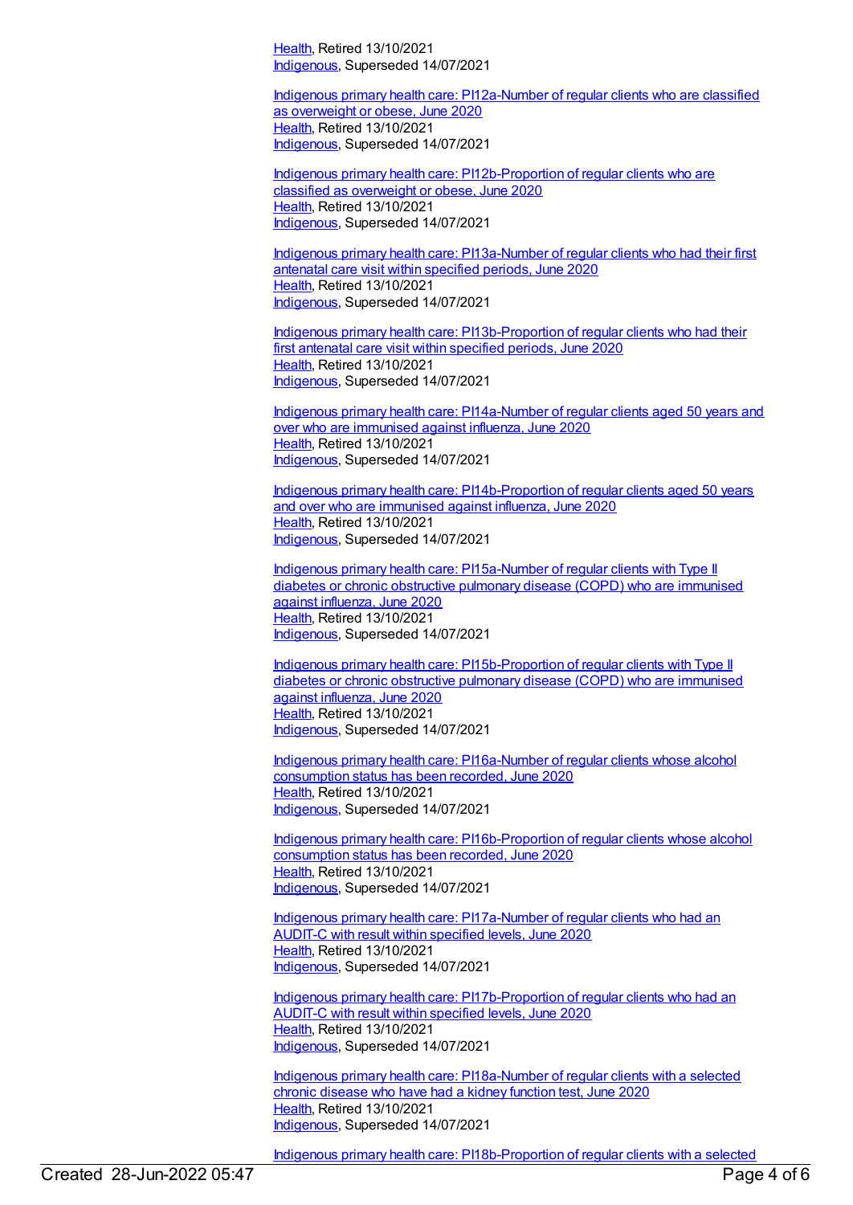Health, Retired 13/10/2021
Indigenous, Superseded 14/07/2021

Indigenous primary health care: PI12a-Number of regular clients who are classified as overweight or obese, June 2020
Health, Retired 13/10/2021
Indigenous, Superseded 14/07/2021

Indigenous primary health care: PI12b-Proportion of regular clients who are classified as overweight or obese, June 2020
Health, Retired 13/10/2021
Indigenous, Superseded 14/07/2021

Indigenous primary health care: PI13a-Number of regular clients who had their first antenatal care visit within specified periods, June 2020
Health, Retired 13/10/2021
Indigenous, Superseded 14/07/2021

Indigenous primary health care: PI13b-Proportion of regular clients who had their first antenatal care visit within specified periods, June 2020
Health, Retired 13/10/2021
Indigenous, Superseded 14/07/2021

Indigenous primary health care: PI14a-Number of regular clients aged 50 years and over who are immunised against influenza, June 2020
Health, Retired 13/10/2021
Indigenous, Superseded 14/07/2021

Indigenous primary health care: PI14b-Proportion of regular clients aged 50 years and over who are immunised against influenza, June 2020
Health, Retired 13/10/2021
Indigenous, Superseded 14/07/2021

Indigenous primary health care: PI15a-Number of regular clients with Type II diabetes or chronic obstructive pulmonary disease (COPD) who are immunised against influenza, June 2020
Health, Retired 13/10/2021
Indigenous, Superseded 14/07/2021

Indigenous primary health care: PI15b-Proportion of regular clients with Type II diabetes or chronic obstructive pulmonary disease (COPD) who are immunised against influenza, June 2020
Health, Retired 13/10/2021
Indigenous, Superseded 14/07/2021

Indigenous primary health care: PI16a-Number of regular clients whose alcohol consumption status has been recorded, June 2020
Health, Retired 13/10/2021
Indigenous, Superseded 14/07/2021

Indigenous primary health care: PI16b-Proportion of regular clients whose alcohol consumption status has been recorded, June 2020
Health, Retired 13/10/2021
Indigenous, Superseded 14/07/2021

Indigenous primary health care: PI17a-Number of regular clients who had an AUDIT-C with result within specified levels, June 2020
Health, Retired 13/10/2021
Indigenous, Superseded 14/07/2021

Indigenous primary health care: PI17b-Proportion of regular clients who had an AUDIT-C with result within specified levels, June 2020
Health, Retired 13/10/2021
Indigenous, Superseded 14/07/2021

Indigenous primary health care: PI18a-Number of regular clients with a selected chronic disease who have had a kidney function test, June 2020
Health, Retired 13/10/2021
Indigenous, Superseded 14/07/2021

Indigenous primary health care: PI18b-Proportion of regular clients with a selected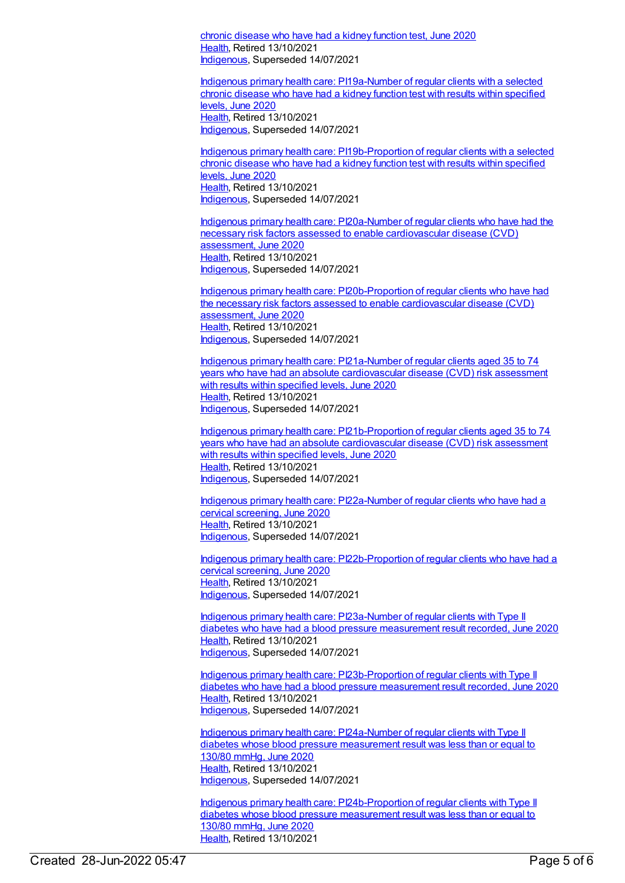chronic disease who have had a kidney function test, June 2020
Health, Retired 13/10/2021
Indigenous, Superseded 14/07/2021

Indigenous primary health care: PI19a-Number of regular clients with a selected chronic disease who have had a kidney function test with results within specified levels, June 2020
Health, Retired 13/10/2021
Indigenous, Superseded 14/07/2021

Indigenous primary health care: PI19b-Proportion of regular clients with a selected chronic disease who have had a kidney function test with results within specified levels, June 2020
Health, Retired 13/10/2021
Indigenous, Superseded 14/07/2021

Indigenous primary health care: PI20a-Number of regular clients who have had the necessary risk factors assessed to enable cardiovascular disease (CVD) assessment, June 2020
Health, Retired 13/10/2021
Indigenous, Superseded 14/07/2021

Indigenous primary health care: PI20b-Proportion of regular clients who have had the necessary risk factors assessed to enable cardiovascular disease (CVD) assessment, June 2020
Health, Retired 13/10/2021
Indigenous, Superseded 14/07/2021

Indigenous primary health care: PI21a-Number of regular clients aged 35 to 74 years who have had an absolute cardiovascular disease (CVD) risk assessment with results within specified levels, June 2020
Health, Retired 13/10/2021
Indigenous, Superseded 14/07/2021

Indigenous primary health care: PI21b-Proportion of regular clients aged 35 to 74 years who have had an absolute cardiovascular disease (CVD) risk assessment with results within specified levels, June 2020
Health, Retired 13/10/2021
Indigenous, Superseded 14/07/2021

Indigenous primary health care: PI22a-Number of regular clients who have had a cervical screening, June 2020
Health, Retired 13/10/2021
Indigenous, Superseded 14/07/2021

Indigenous primary health care: PI22b-Proportion of regular clients who have had a cervical screening, June 2020
Health, Retired 13/10/2021
Indigenous, Superseded 14/07/2021

Indigenous primary health care: PI23a-Number of regular clients with Type II diabetes who have had a blood pressure measurement result recorded, June 2020
Health, Retired 13/10/2021
Indigenous, Superseded 14/07/2021

Indigenous primary health care: PI23b-Proportion of regular clients with Type II diabetes who have had a blood pressure measurement result recorded, June 2020
Health, Retired 13/10/2021
Indigenous, Superseded 14/07/2021

Indigenous primary health care: PI24a-Number of regular clients with Type II diabetes whose blood pressure measurement result was less than or equal to 130/80 mmHg, June 2020
Health, Retired 13/10/2021
Indigenous, Superseded 14/07/2021

Indigenous primary health care: PI24b-Proportion of regular clients with Type II diabetes whose blood pressure measurement result was less than or equal to 130/80 mmHg, June 2020
Health, Retired 13/10/2021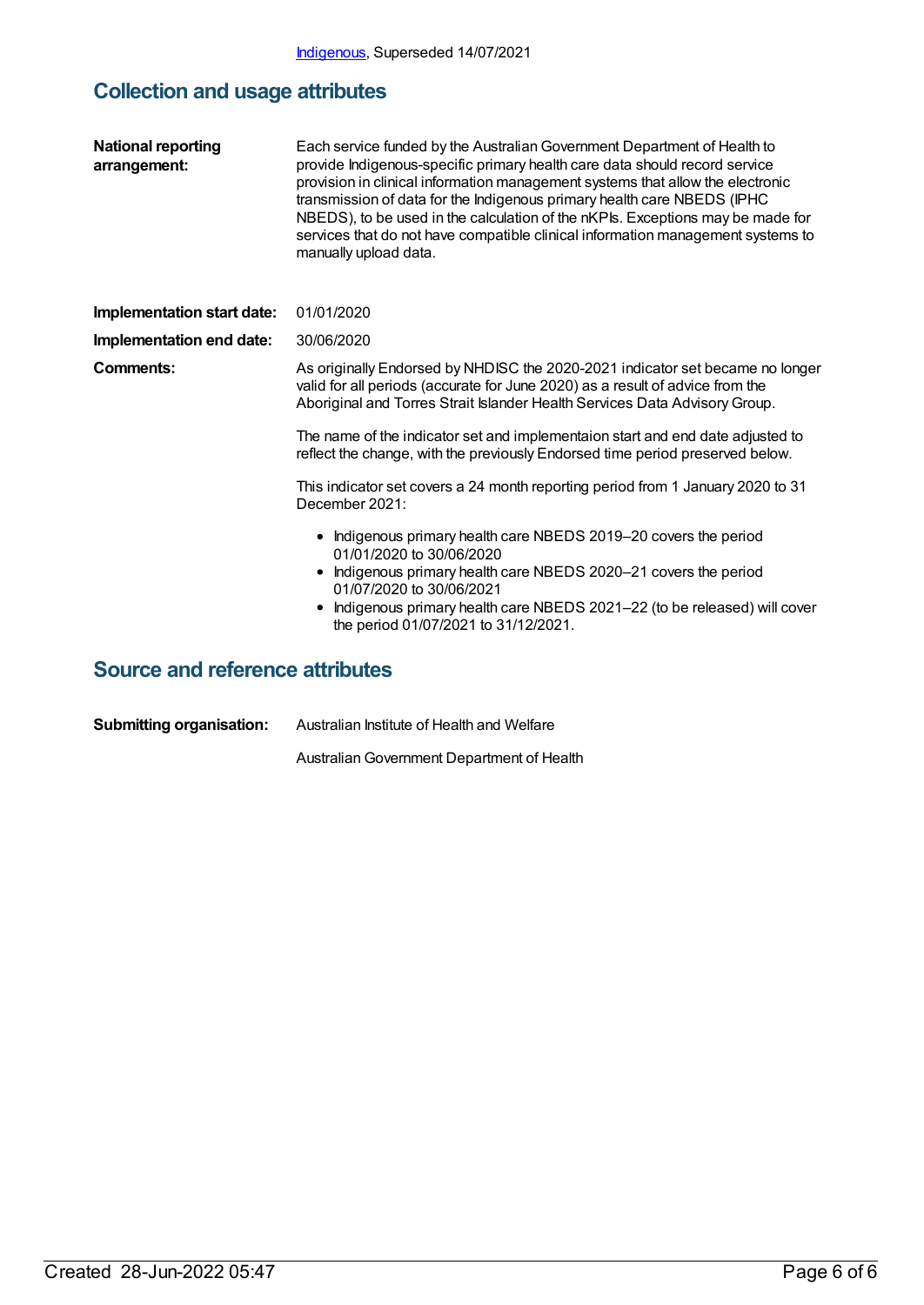Indigenous, Superseded 14/07/2021

## Collection and usage attributes

**National reporting arrangement:** Each service funded by the Australian Government Department of Health to provide Indigenous-specific primary health care data should record service provision in clinical information management systems that allow the electronic transmission of data for the Indigenous primary health care NBEDS (IPHC NBEDS), to be used in the calculation of the nKPIs. Exceptions may be made for services that do not have compatible clinical information management systems to manually upload data.

**Implementation start date:** 01/01/2020

**Implementation end date:** 30/06/2020

**Comments:** As originally Endorsed by NHDISC the 2020-2021 indicator set became no longer valid for all periods (accurate for June 2020) as a result of advice from the Aboriginal and Torres Strait Islander Health Services Data Advisory Group.

The name of the indicator set and implementaion start and end date adjusted to reflect the change, with the previously Endorsed time period preserved below.

This indicator set covers a 24 month reporting period from 1 January 2020 to 31 December 2021:

- Indigenous primary health care NBEDS 2019–20 covers the period 01/01/2020 to 30/06/2020
- Indigenous primary health care NBEDS 2020–21 covers the period 01/07/2020 to 30/06/2021
- Indigenous primary health care NBEDS 2021–22 (to be released) will cover the period 01/07/2021 to 31/12/2021.

## Source and reference attributes

**Submitting organisation:** Australian Institute of Health and Welfare

Australian Government Department of Health